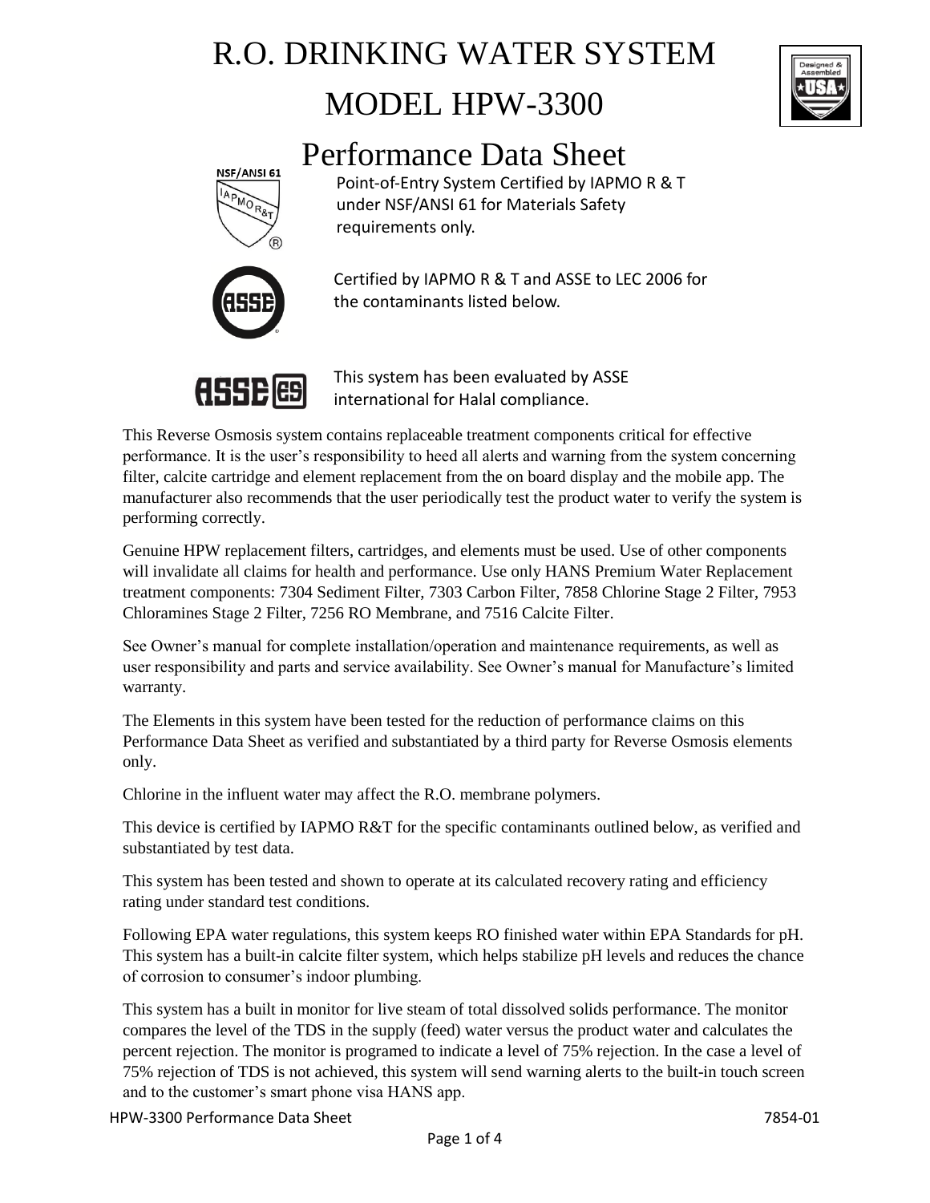# R.O. DRINKING WATER SYSTEM

# MODEL HPW-3300

# Performance Data Sheet

Point-of-Entry System Certified by IAPMO R & T under NSF/ANSI 61 for Materials Safety requirements only.

Certified by IAPMO R & T and ASSE to LEC 2006 for the contaminants listed below.

This system has been evaluated by ASSE international for Halal compliance.

This Reverse Osmosis system contains replaceable treatment components critical for effective performance. It is the user's responsibility to heed all alerts and warning from the system concerning filter, calcite cartridge and element replacement from the on board display and the mobile app. The manufacturer also recommends that the user periodically test the product water to verify the system is performing correctly.

Genuine HPW replacement filters, cartridges, and elements must be used. Use of other components will invalidate all claims for health and performance. Use only HANS Premium Water Replacement treatment components: 7304 Sediment Filter, 7303 Carbon Filter, 7858 Chlorine Stage 2 Filter, 7953 Chloramines Stage 2 Filter, 7256 RO Membrane, and 7516 Calcite Filter.

See Owner's manual for complete installation/operation and maintenance requirements, as well as user responsibility and parts and service availability. See Owner's manual for Manufacture's limited warranty.

The Elements in this system have been tested for the reduction of performance claims on this Performance Data Sheet as verified and substantiated by a third party for Reverse Osmosis elements only.

Chlorine in the influent water may affect the R.O. membrane polymers.

This device is certified by IAPMO R&T for the specific contaminants outlined below, as verified and substantiated by test data.

This system has been tested and shown to operate at its calculated recovery rating and efficiency rating under standard test conditions.

Following EPA water regulations, this system keeps RO finished water within EPA Standards for pH. This system has a built-in calcite filter system, which helps stabilize pH levels and reduces the chance of corrosion to consumer's indoor plumbing.

This system has a built in monitor for live steam of total dissolved solids performance. The monitor compares the level of the TDS in the supply (feed) water versus the product water and calculates the percent rejection. The monitor is programed to indicate a level of 75% rejection. In the case a level of 75% rejection of TDS is not achieved, this system will send warning alerts to the built-in touch screen and to the customer's smart phone visa HANS app.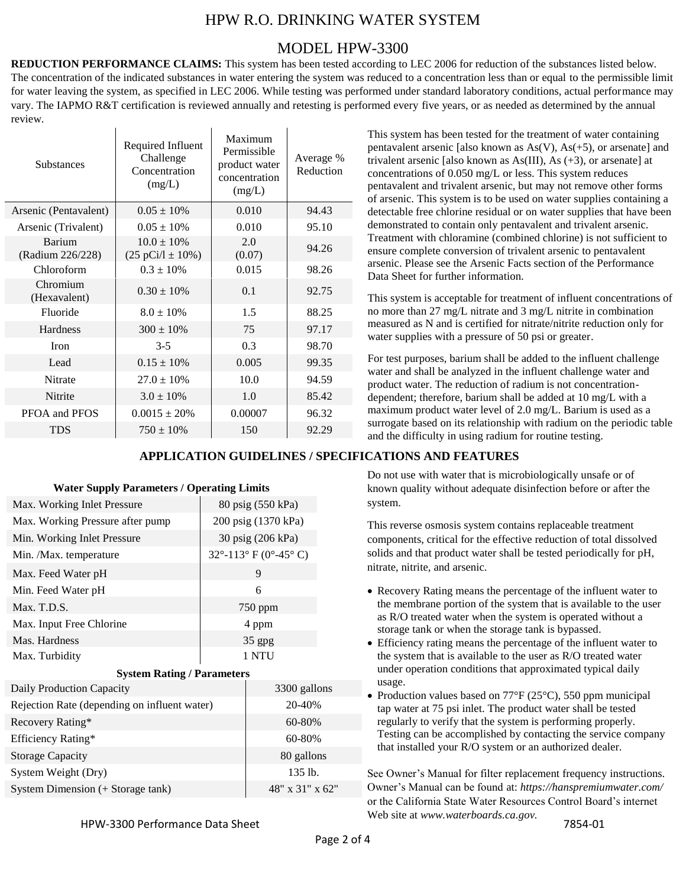# HPW R.O. DRINKING WATER SYSTEM

## MODEL HPW-3300

**REDUCTION PERFORMANCE CLAIMS:** This system has been tested according to LEC 2006 for reduction of the substances listed below. The concentration of the indicated substances in water entering the system was reduced to a concentration less than or equal to the permissible limit for water leaving the system, as specified in LEC 2006. While testing was performed under standard laboratory conditions, actual performance may vary. The IAPMO R&T certification is reviewed annually and retesting is performed every five years, or as needed as determined by the annual review.

| Substances | Required Influent Challenge Concentration (mg/L) | Maximum Permissible product water concentration (mg/L) | Average % Reduction |
|---|---|---|---|
| Arsenic (Pentavalent) | 0.05 ± 10% | 0.010 | 94.43 |
| Arsenic (Trivalent) | 0.05 ± 10% | 0.010 | 95.10 |
| Barium (Radium 226/228) | 10.0 ± 10% (25 pCi/l ± 10%) | 2.0 (0.07) | 94.26 |
| Chloroform | 0.3 ± 10% | 0.015 | 98.26 |
| Chromium (Hexavalent) | 0.30 ± 10% | 0.1 | 92.75 |
| Fluoride | 8.0 ± 10% | 1.5 | 88.25 |
| Hardness | 300 ± 10% | 75 | 97.17 |
| Iron | 3-5 | 0.3 | 98.70 |
| Lead | 0.15 ± 10% | 0.005 | 99.35 |
| Nitrate | 27.0 ± 10% | 10.0 | 94.59 |
| Nitrite | 3.0 ± 10% | 1.0 | 85.42 |
| PFOA and PFOS | 0.0015 ± 20% | 0.00007 | 96.32 |
| TDS | 750 ± 10% | 150 | 92.29 |

This system has been tested for the treatment of water containing pentavalent arsenic [also known as As(V), As(+5), or arsenate] and trivalent arsenic [also known as As(III), As (+3), or arsenate] at concentrations of 0.050 mg/L or less. This system reduces pentavalent and trivalent arsenic, but may not remove other forms of arsenic. This system is to be used on water supplies containing a detectable free chlorine residual or on water supplies that have been demonstrated to contain only pentavalent and trivalent arsenic. Treatment with chloramine (combined chlorine) is not sufficient to ensure complete conversion of trivalent arsenic to pentavalent arsenic. Please see the Arsenic Facts section of the Performance Data Sheet for further information.

This system is acceptable for treatment of influent concentrations of no more than 27 mg/L nitrate and 3 mg/L nitrite in combination measured as N and is certified for nitrate/nitrite reduction only for water supplies with a pressure of 50 psi or greater.

For test purposes, barium shall be added to the influent challenge water and shall be analyzed in the influent challenge water and product water. The reduction of radium is not concentration-dependent; therefore, barium shall be added at 10 mg/L with a maximum product water level of 2.0 mg/L. Barium is used as a surrogate based on its relationship with radium on the periodic table and the difficulty in using radium for routine testing.

## APPLICATION GUIDELINES / SPECIFICATIONS AND FEATURES

**Water Supply Parameters / Operating Limits**

| Parameter | Value |
|---|---|
| Max. Working Inlet Pressure | 80 psig (550 kPa) |
| Max. Working Pressure after pump | 200 psig (1370 kPa) |
| Min. Working Inlet Pressure | 30 psig (206 kPa) |
| Min. /Max. temperature | 32°-113° F (0°-45° C) |
| Max. Feed Water pH | 9 |
| Min. Feed Water pH | 6 |
| Max. T.D.S. | 750 ppm |
| Max. Input Free Chlorine | 4 ppm |
| Mas. Hardness | 35 gpg |
| Max. Turbidity | 1 NTU |

**System Rating / Parameters**

| Parameter | Value |
|---|---|
| Daily Production Capacity | 3300 gallons |
| Rejection Rate (depending on influent water) | 20-40% |
| Recovery Rating* | 60-80% |
| Efficiency Rating* | 60-80% |
| Storage Capacity | 80 gallons |
| System Weight (Dry) | 135 lb. |
| System Dimension (+ Storage tank) | 48" x 31" x 62" |

Do not use with water that is microbiologically unsafe or of known quality without adequate disinfection before or after the system.

This reverse osmosis system contains replaceable treatment components, critical for the effective reduction of total dissolved solids and that product water shall be tested periodically for pH, nitrate, nitrite, and arsenic.

- Recovery Rating means the percentage of the influent water to the membrane portion of the system that is available to the user as R/O treated water when the system is operated without a storage tank or when the storage tank is bypassed.
- Efficiency rating means the percentage of the influent water to the system that is available to the user as R/O treated water under operation conditions that approximated typical daily usage.
- Production values based on 77°F (25°C), 550 ppm municipal tap water at 75 psi inlet. The product water shall be tested regularly to verify that the system is performing properly. Testing can be accomplished by contacting the service company that installed your R/O system or an authorized dealer.

See Owner's Manual for filter replacement frequency instructions. Owner's Manual can be found at: *https://hanspremiumwater.com/* or the California State Water Resources Control Board's internet Web site at *www.waterboards.ca.gov.*

HPW-3300 Performance Data Sheet 7854-01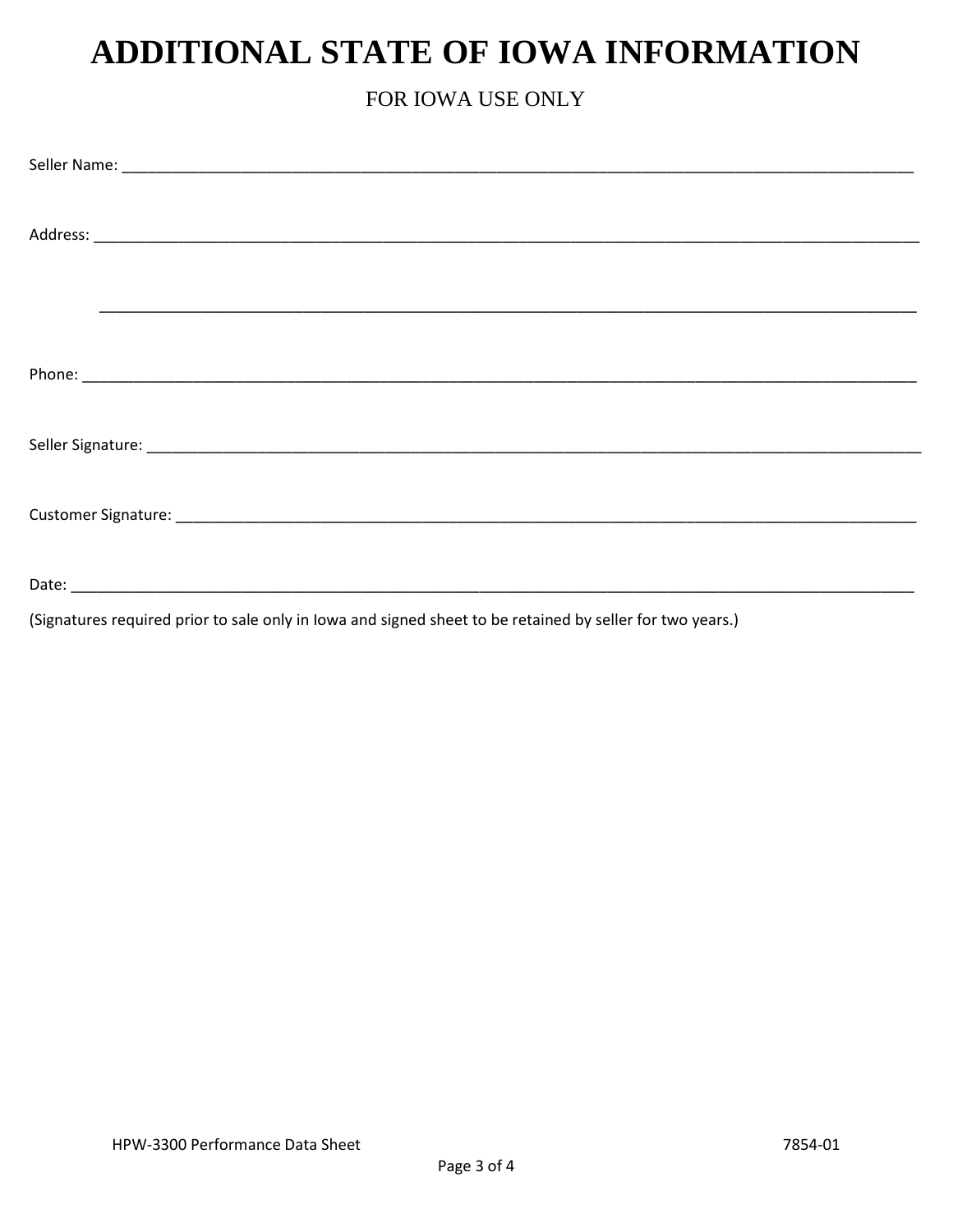# ADDITIONAL STATE OF IOWA INFORMATION

FOR IOWA USE ONLY

Seller Name: ____________________________________________________________________________________

Address: ________________________________________________________________________________________

________________________________________________________________________________________

Phone: __________________________________________________________________________________________

Seller Signature: _________________________________________________________________________________

Customer Signature: ______________________________________________________________________________

Date: ___________________________________________________________________________________________

(Signatures required prior to sale only in Iowa and signed sheet to be retained by seller for two years.)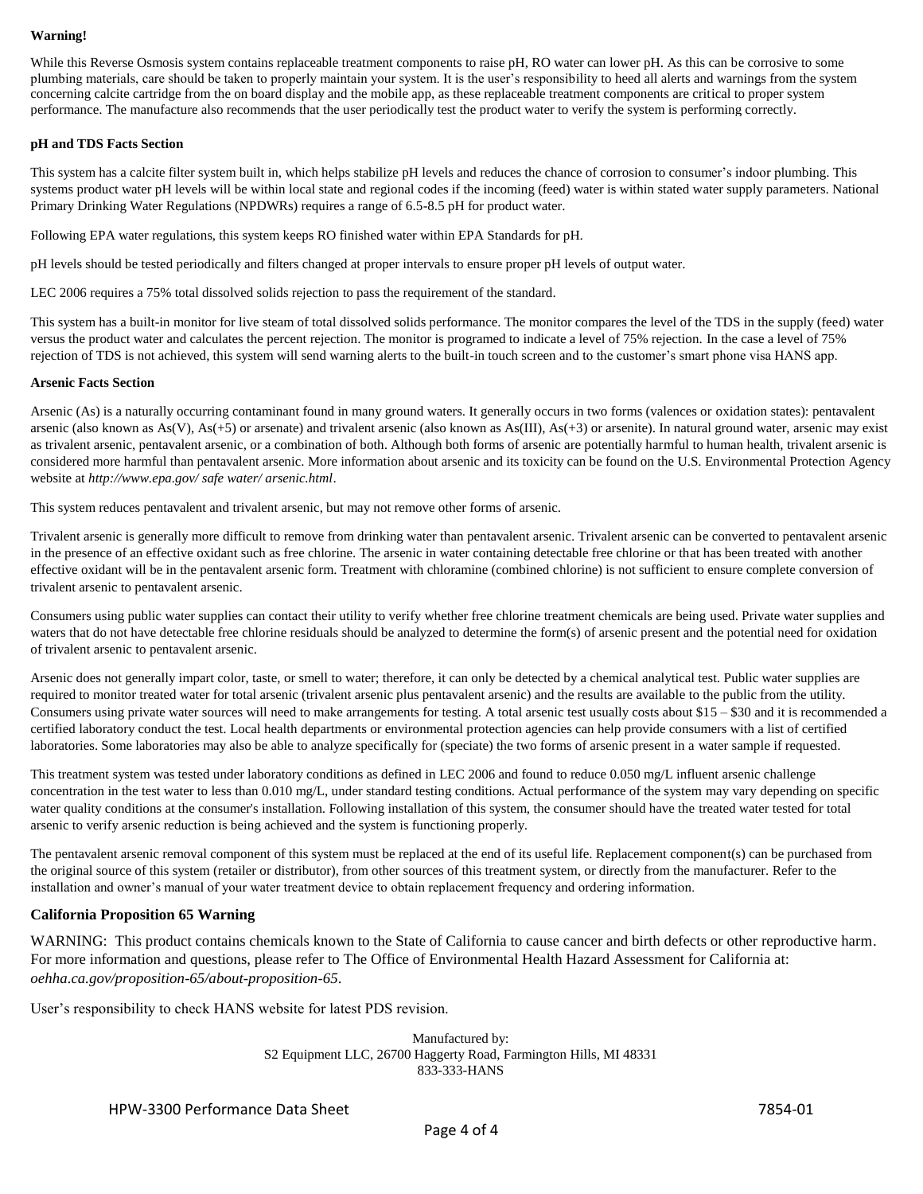**Warning!**

While this Reverse Osmosis system contains replaceable treatment components to raise pH, RO water can lower pH. As this can be corrosive to some plumbing materials, care should be taken to properly maintain your system. It is the user's responsibility to heed all alerts and warnings from the system concerning calcite cartridge from the on board display and the mobile app, as these replaceable treatment components are critical to proper system performance. The manufacture also recommends that the user periodically test the product water to verify the system is performing correctly.

**pH and TDS Facts Section**

This system has a calcite filter system built in, which helps stabilize pH levels and reduces the chance of corrosion to consumer's indoor plumbing. This systems product water pH levels will be within local state and regional codes if the incoming (feed) water is within stated water supply parameters. National Primary Drinking Water Regulations (NPDWRs) requires a range of 6.5-8.5 pH for product water.

Following EPA water regulations, this system keeps RO finished water within EPA Standards for pH.

pH levels should be tested periodically and filters changed at proper intervals to ensure proper pH levels of output water.

LEC 2006 requires a 75% total dissolved solids rejection to pass the requirement of the standard.

This system has a built-in monitor for live steam of total dissolved solids performance. The monitor compares the level of the TDS in the supply (feed) water versus the product water and calculates the percent rejection. The monitor is programed to indicate a level of 75% rejection. In the case a level of 75% rejection of TDS is not achieved, this system will send warning alerts to the built-in touch screen and to the customer's smart phone visa HANS app.

**Arsenic Facts Section**

Arsenic (As) is a naturally occurring contaminant found in many ground waters. It generally occurs in two forms (valences or oxidation states): pentavalent arsenic (also known as As(V), As(+5) or arsenate) and trivalent arsenic (also known as As(III), As(+3) or arsenite). In natural ground water, arsenic may exist as trivalent arsenic, pentavalent arsenic, or a combination of both. Although both forms of arsenic are potentially harmful to human health, trivalent arsenic is considered more harmful than pentavalent arsenic. More information about arsenic and its toxicity can be found on the U.S. Environmental Protection Agency website at *http://www.epa.gov/ safe water/ arsenic.html*.

This system reduces pentavalent and trivalent arsenic, but may not remove other forms of arsenic.

Trivalent arsenic is generally more difficult to remove from drinking water than pentavalent arsenic. Trivalent arsenic can be converted to pentavalent arsenic in the presence of an effective oxidant such as free chlorine. The arsenic in water containing detectable free chlorine or that has been treated with another effective oxidant will be in the pentavalent arsenic form. Treatment with chloramine (combined chlorine) is not sufficient to ensure complete conversion of trivalent arsenic to pentavalent arsenic.

Consumers using public water supplies can contact their utility to verify whether free chlorine treatment chemicals are being used. Private water supplies and waters that do not have detectable free chlorine residuals should be analyzed to determine the form(s) of arsenic present and the potential need for oxidation of trivalent arsenic to pentavalent arsenic.

Arsenic does not generally impart color, taste, or smell to water; therefore, it can only be detected by a chemical analytical test. Public water supplies are required to monitor treated water for total arsenic (trivalent arsenic plus pentavalent arsenic) and the results are available to the public from the utility. Consumers using private water sources will need to make arrangements for testing. A total arsenic test usually costs about $15 – $30 and it is recommended a certified laboratory conduct the test. Local health departments or environmental protection agencies can help provide consumers with a list of certified laboratories. Some laboratories may also be able to analyze specifically for (speciate) the two forms of arsenic present in a water sample if requested.

This treatment system was tested under laboratory conditions as defined in LEC 2006 and found to reduce 0.050 mg/L influent arsenic challenge concentration in the test water to less than 0.010 mg/L, under standard testing conditions. Actual performance of the system may vary depending on specific water quality conditions at the consumer's installation. Following installation of this system, the consumer should have the treated water tested for total arsenic to verify arsenic reduction is being achieved and the system is functioning properly.

The pentavalent arsenic removal component of this system must be replaced at the end of its useful life. Replacement component(s) can be purchased from the original source of this system (retailer or distributor), from other sources of this treatment system, or directly from the manufacturer. Refer to the installation and owner's manual of your water treatment device to obtain replacement frequency and ordering information.

## California Proposition 65 Warning

WARNING: This product contains chemicals known to the State of California to cause cancer and birth defects or other reproductive harm. For more information and questions, please refer to The Office of Environmental Health Hazard Assessment for California at: *oehha.ca.gov/proposition-65/about-proposition-65*.

User's responsibility to check HANS website for latest PDS revision.

Manufactured by:
S2 Equipment LLC, 26700 Haggerty Road, Farmington Hills, MI 48331
833-333-HANS

HPW-3300 Performance Data Sheet 7854-01